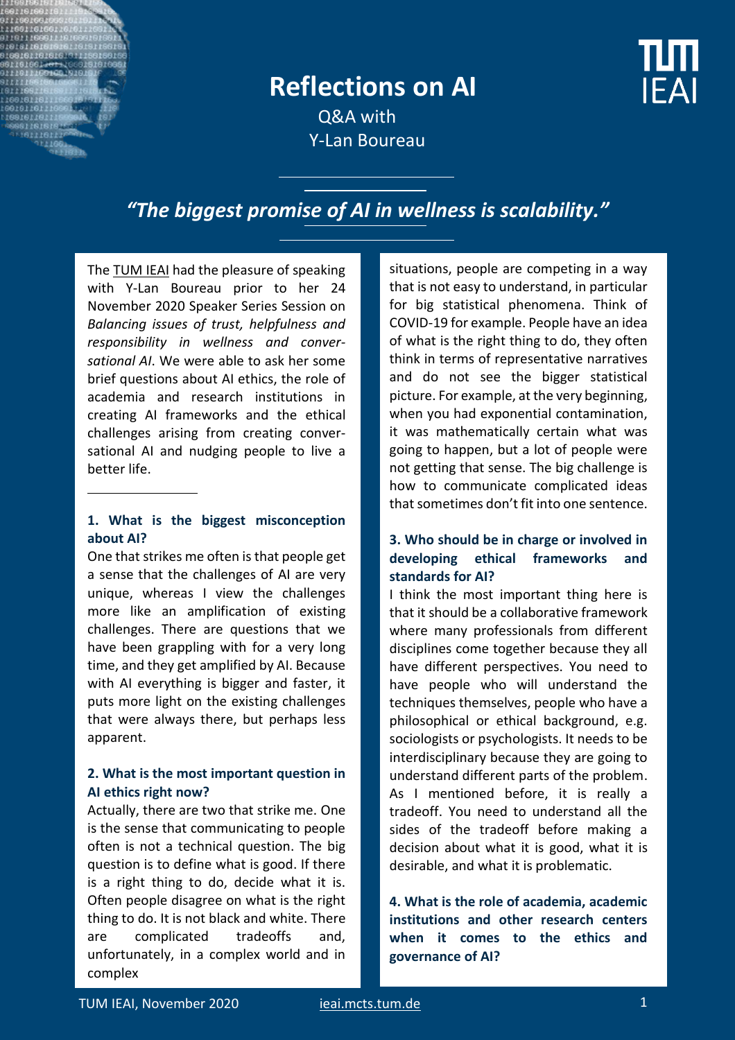# Reflections on AI

Q&A with
Y-Lan Boureau

## *"The biggest promise of AI in wellness is scalability."*

The TUM IEAI had the pleasure of speaking with Y-Lan Boureau prior to her 24 November 2020 Speaker Series Session on *Balancing issues of trust, helpfulness and responsibility in wellness and conversational AI*. We were able to ask her some brief questions about AI ethics, the role of academia and research institutions in creating AI frameworks and the ethical challenges arising from creating conversational AI and nudging people to live a better life.

---

**1. What is the biggest misconception about AI?**

One that strikes me often is that people get a sense that the challenges of AI are very unique, whereas I view the challenges more like an amplification of existing challenges. There are questions that we have been grappling with for a very long time, and they get amplified by AI. Because with AI everything is bigger and faster, it puts more light on the existing challenges that were always there, but perhaps less apparent.

**2. What is the most important question in AI ethics right now?**

Actually, there are two that strike me. One is the sense that communicating to people often is not a technical question. The big question is to define what is good. If there is a right thing to do, decide what it is. Often people disagree on what is the right thing to do. It is not black and white. There are complicated tradeoffs and, unfortunately, in a complex world and in complex situations, people are competing in a way that is not easy to understand, in particular for big statistical phenomena. Think of COVID-19 for example. People have an idea of what is the right thing to do, they often think in terms of representative narratives and do not see the bigger statistical picture. For example, at the very beginning, when you had exponential contamination, it was mathematically certain what was going to happen, but a lot of people were not getting that sense. The big challenge is how to communicate complicated ideas that sometimes don't fit into one sentence.

**3. Who should be in charge or involved in developing ethical frameworks and standards for AI?**

I think the most important thing here is that it should be a collaborative framework where many professionals from different disciplines come together because they all have different perspectives. You need to have people who will understand the techniques themselves, people who have a philosophical or ethical background, e.g. sociologists or psychologists. It needs to be interdisciplinary because they are going to understand different parts of the problem. As I mentioned before, it is really a tradeoff. You need to understand all the sides of the tradeoff before making a decision about what it is good, what it is desirable, and what it is problematic.

**4. What is the role of academia, academic institutions and other research centers when it comes to the ethics and governance of AI?**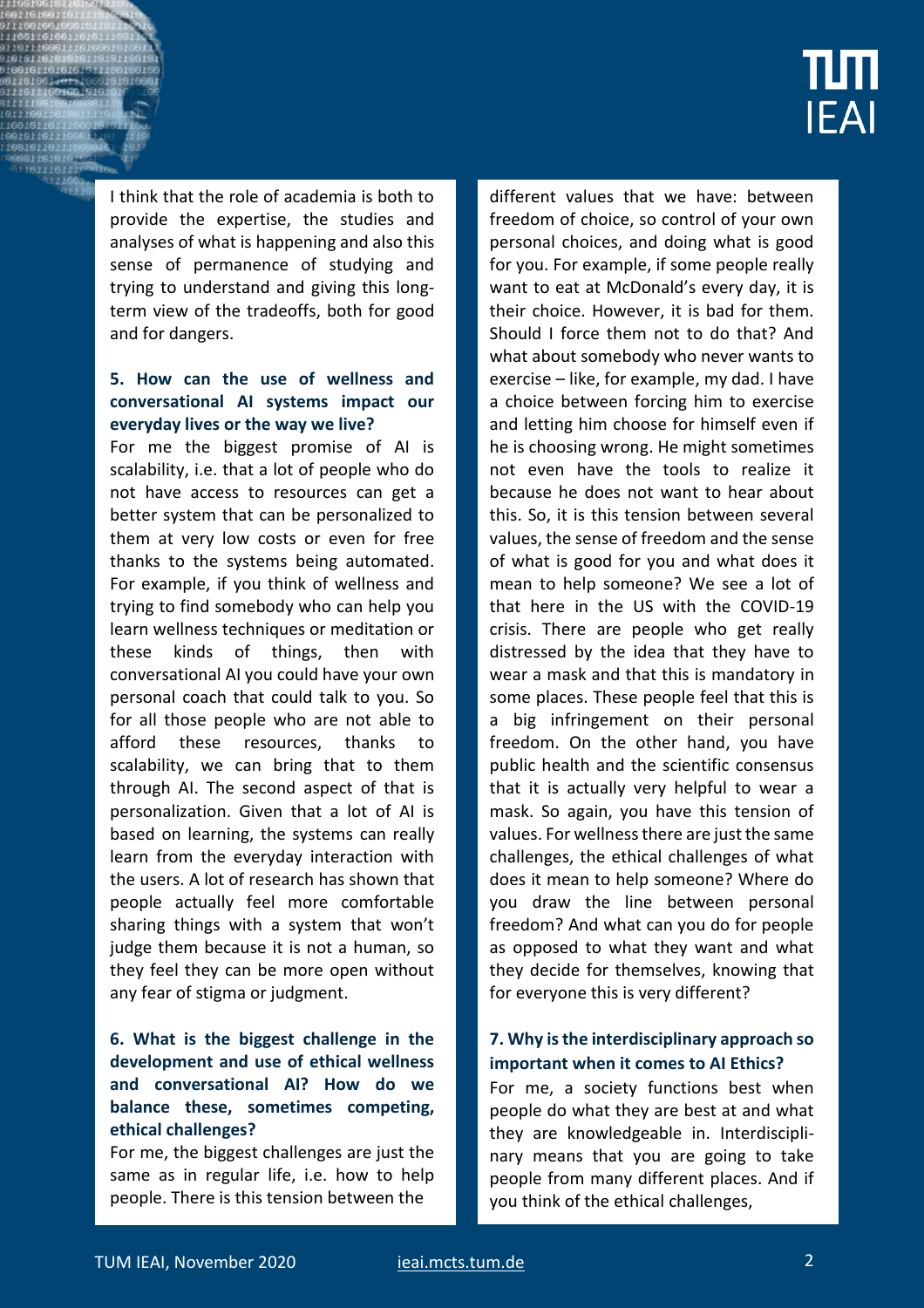I think that the role of academia is both to provide the expertise, the studies and analyses of what is happening and also this sense of permanence of studying and trying to understand and giving this long-term view of the tradeoffs, both for good and for dangers.

**5. How can the use of wellness and conversational AI systems impact our everyday lives or the way we live?**

For me the biggest promise of AI is scalability, i.e. that a lot of people who do not have access to resources can get a better system that can be personalized to them at very low costs or even for free thanks to the systems being automated. For example, if you think of wellness and trying to find somebody who can help you learn wellness techniques or meditation or these kinds of things, then with conversational AI you could have your own personal coach that could talk to you. So for all those people who are not able to afford these resources, thanks to scalability, we can bring that to them through AI. The second aspect of that is personalization. Given that a lot of AI is based on learning, the systems can really learn from the everyday interaction with the users. A lot of research has shown that people actually feel more comfortable sharing things with a system that won't judge them because it is not a human, so they feel they can be more open without any fear of stigma or judgment.

**6. What is the biggest challenge in the development and use of ethical wellness and conversational AI? How do we balance these, sometimes competing, ethical challenges?**

For me, the biggest challenges are just the same as in regular life, i.e. how to help people. There is this tension between the different values that we have: between freedom of choice, so control of your own personal choices, and doing what is good for you. For example, if some people really want to eat at McDonald's every day, it is their choice. However, it is bad for them. Should I force them not to do that? And what about somebody who never wants to exercise – like, for example, my dad. I have a choice between forcing him to exercise and letting him choose for himself even if he is choosing wrong. He might sometimes not even have the tools to realize it because he does not want to hear about this. So, it is this tension between several values, the sense of freedom and the sense of what is good for you and what does it mean to help someone? We see a lot of that here in the US with the COVID-19 crisis. There are people who get really distressed by the idea that they have to wear a mask and that this is mandatory in some places. These people feel that this is a big infringement on their personal freedom. On the other hand, you have public health and the scientific consensus that it is actually very helpful to wear a mask. So again, you have this tension of values. For wellness there are just the same challenges, the ethical challenges of what does it mean to help someone? Where do you draw the line between personal freedom? And what can you do for people as opposed to what they want and what they decide for themselves, knowing that for everyone this is very different?

**7. Why is the interdisciplinary approach so important when it comes to AI Ethics?**

For me, a society functions best when people do what they are best at and what they are knowledgeable in. Interdisciplinary means that you are going to take people from many different places. And if you think of the ethical challenges,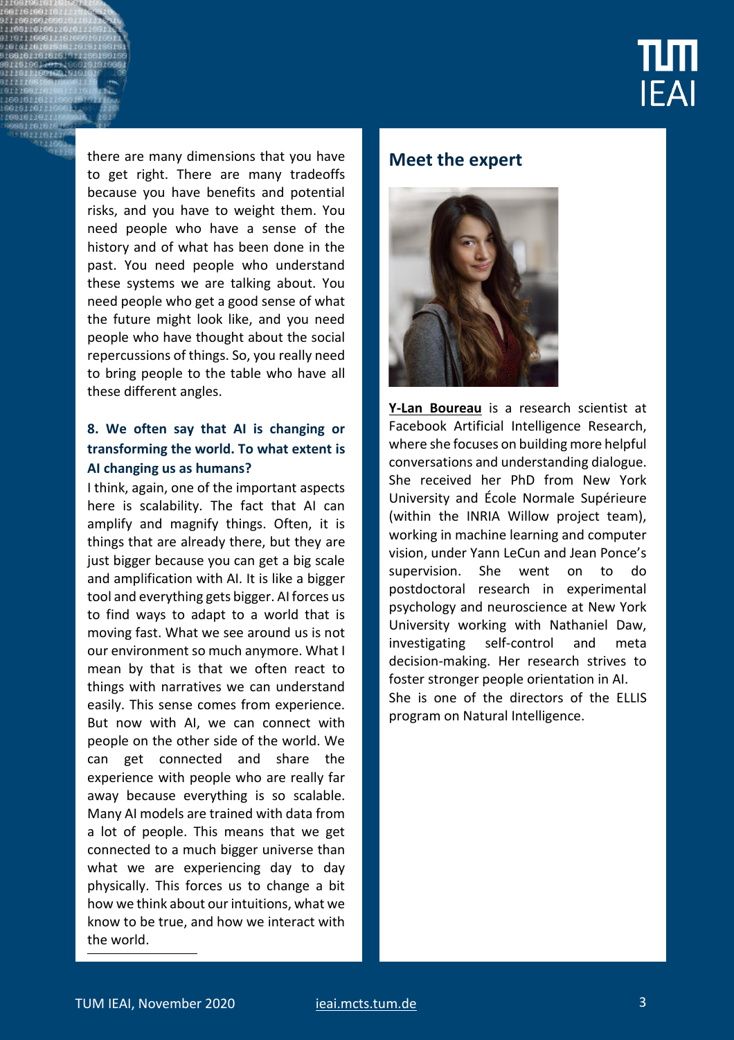there are many dimensions that you have to get right. There are many tradeoffs because you have benefits and potential risks, and you have to weight them. You need people who have a sense of the history and of what has been done in the past. You need people who understand these systems we are talking about. You need people who get a good sense of what the future might look like, and you need people who have thought about the social repercussions of things. So, you really need to bring people to the table who have all these different angles.

### 8. We often say that AI is changing or transforming the world. To what extent is AI changing us as humans?

I think, again, one of the important aspects here is scalability. The fact that AI can amplify and magnify things. Often, it is things that are already there, but they are just bigger because you can get a big scale and amplification with AI. It is like a bigger tool and everything gets bigger. AI forces us to find ways to adapt to a world that is moving fast. What we see around us is not our environment so much anymore. What I mean by that is that we often react to things with narratives we can understand easily. This sense comes from experience. But now with AI, we can connect with people on the other side of the world. We can get connected and share the experience with people who are really far away because everything is so scalable. Many AI models are trained with data from a lot of people. This means that we get connected to a much bigger universe than what we are experiencing day to day physically. This forces us to change a bit how we think about our intuitions, what we know to be true, and how we interact with the world.

## Meet the expert

**Y-Lan Boureau** is a research scientist at Facebook Artificial Intelligence Research, where she focuses on building more helpful conversations and understanding dialogue. She received her PhD from New York University and École Normale Supérieure (within the INRIA Willow project team), working in machine learning and computer vision, under Yann LeCun and Jean Ponce's supervision. She went on to do postdoctoral research in experimental psychology and neuroscience at New York University working with Nathaniel Daw, investigating self-control and meta decision-making. Her research strives to foster stronger people orientation in AI.
She is one of the directors of the ELLIS program on Natural Intelligence.